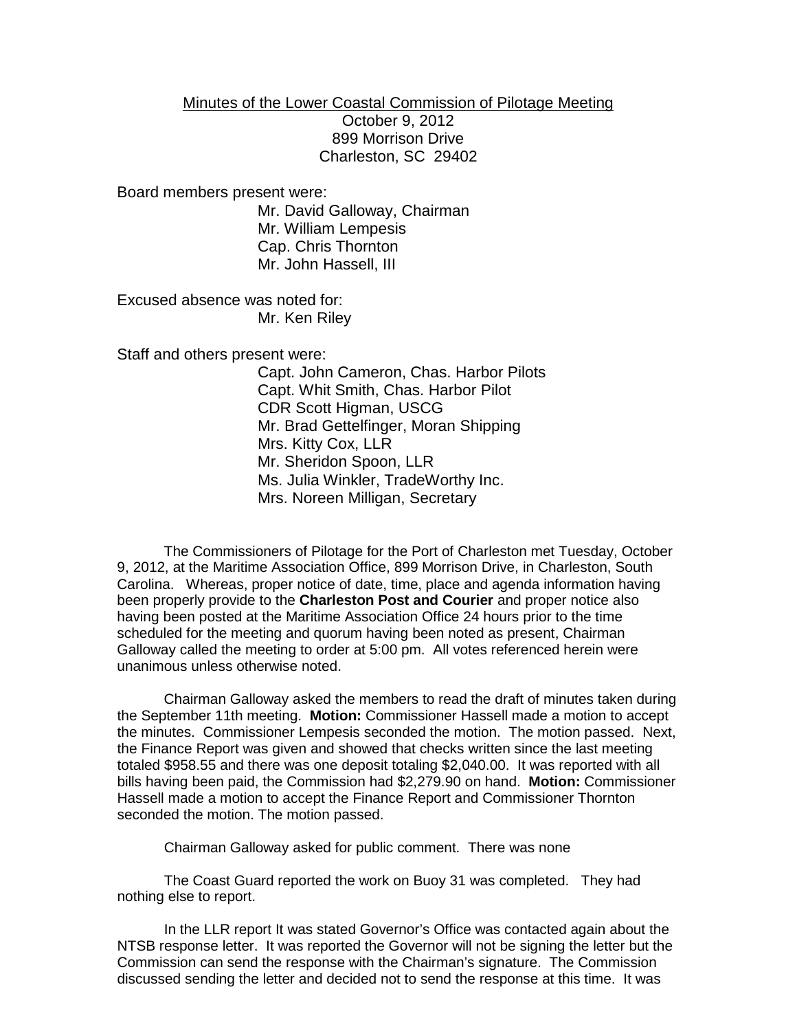Minutes of the Lower Coastal Commission of Pilotage Meeting
October 9, 2012
899 Morrison Drive
Charleston, SC 29402

Board members present were:

Mr. David Galloway, Chairman
Mr. William Lempesis
Cap. Chris Thornton
Mr. John Hassell, III

Excused absence was noted for:

Mr. Ken Riley

Staff and others present were:

Capt. John Cameron, Chas. Harbor Pilots
Capt. Whit Smith, Chas. Harbor Pilot
CDR Scott Higman, USCG
Mr. Brad Gettelfinger, Moran Shipping
Mrs. Kitty Cox, LLR
Mr. Sheridon Spoon, LLR
Ms. Julia Winkler, TradeWorthy Inc.
Mrs. Noreen Milligan, Secretary

The Commissioners of Pilotage for the Port of Charleston met Tuesday, October 9, 2012, at the Maritime Association Office, 899 Morrison Drive, in Charleston, South Carolina. Whereas, proper notice of date, time, place and agenda information having been properly provide to the **Charleston Post and Courier** and proper notice also having been posted at the Maritime Association Office 24 hours prior to the time scheduled for the meeting and quorum having been noted as present, Chairman Galloway called the meeting to order at 5:00 pm. All votes referenced herein were unanimous unless otherwise noted.

Chairman Galloway asked the members to read the draft of minutes taken during the September 11th meeting. **Motion:** Commissioner Hassell made a motion to accept the minutes. Commissioner Lempesis seconded the motion. The motion passed. Next, the Finance Report was given and showed that checks written since the last meeting totaled $958.55 and there was one deposit totaling $2,040.00. It was reported with all bills having been paid, the Commission had $2,279.90 on hand. **Motion:** Commissioner Hassell made a motion to accept the Finance Report and Commissioner Thornton seconded the motion. The motion passed.

Chairman Galloway asked for public comment. There was none

The Coast Guard reported the work on Buoy 31 was completed. They had nothing else to report.

In the LLR report It was stated Governor's Office was contacted again about the NTSB response letter. It was reported the Governor will not be signing the letter but the Commission can send the response with the Chairman's signature. The Commission discussed sending the letter and decided not to send the response at this time. It was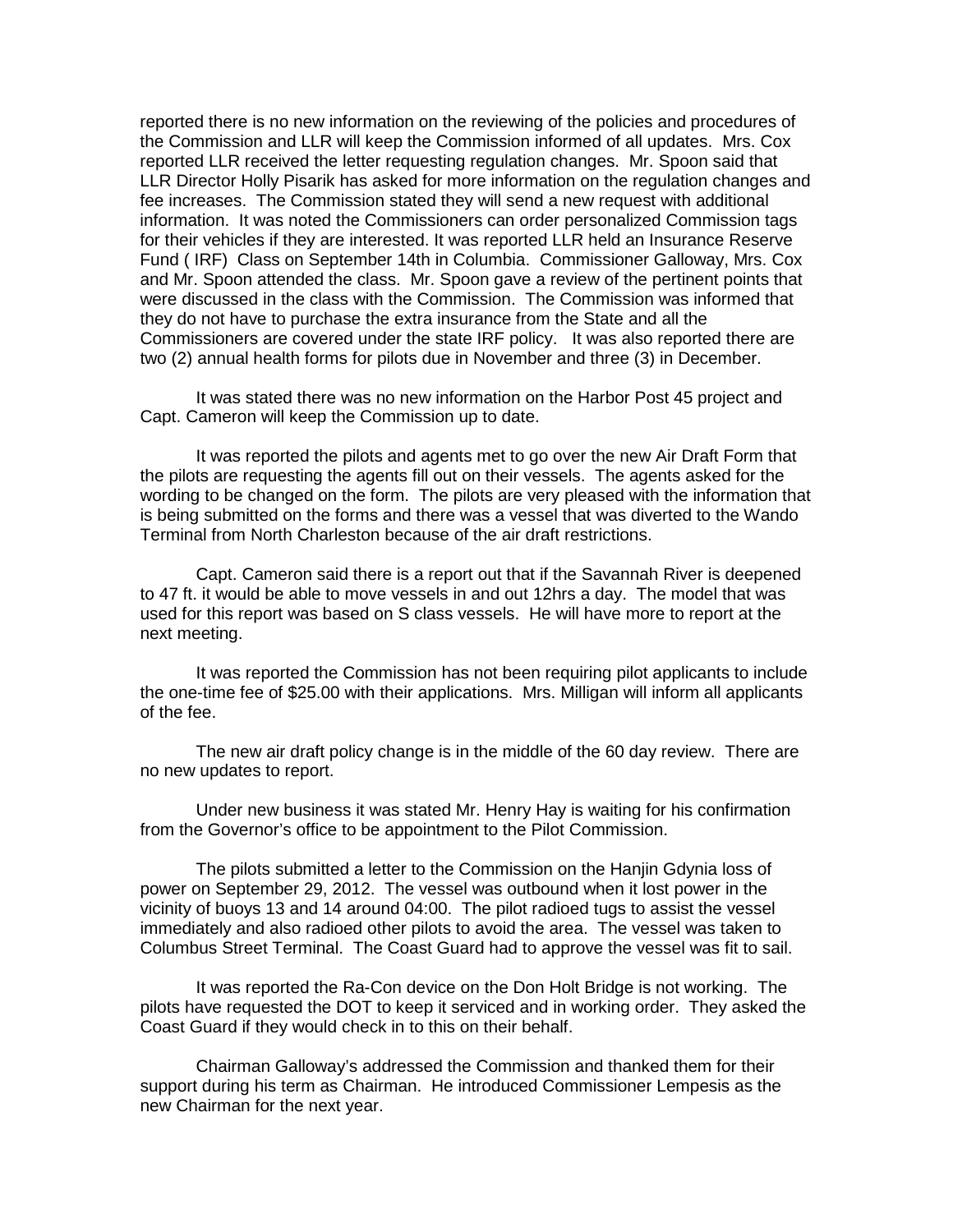reported there is no new information on the reviewing of the policies and procedures of the Commission and LLR will keep the Commission informed of all updates. Mrs. Cox reported LLR received the letter requesting regulation changes. Mr. Spoon said that LLR Director Holly Pisarik has asked for more information on the regulation changes and fee increases. The Commission stated they will send a new request with additional information. It was noted the Commissioners can order personalized Commission tags for their vehicles if they are interested. It was reported LLR held an Insurance Reserve Fund ( IRF) Class on September 14th in Columbia. Commissioner Galloway, Mrs. Cox and Mr. Spoon attended the class. Mr. Spoon gave a review of the pertinent points that were discussed in the class with the Commission. The Commission was informed that they do not have to purchase the extra insurance from the State and all the Commissioners are covered under the state IRF policy. It was also reported there are two (2) annual health forms for pilots due in November and three (3) in December.

It was stated there was no new information on the Harbor Post 45 project and Capt. Cameron will keep the Commission up to date.

It was reported the pilots and agents met to go over the new Air Draft Form that the pilots are requesting the agents fill out on their vessels. The agents asked for the wording to be changed on the form. The pilots are very pleased with the information that is being submitted on the forms and there was a vessel that was diverted to the Wando Terminal from North Charleston because of the air draft restrictions.

Capt. Cameron said there is a report out that if the Savannah River is deepened to 47 ft. it would be able to move vessels in and out 12hrs a day. The model that was used for this report was based on S class vessels. He will have more to report at the next meeting.

It was reported the Commission has not been requiring pilot applicants to include the one-time fee of $25.00 with their applications. Mrs. Milligan will inform all applicants of the fee.

The new air draft policy change is in the middle of the 60 day review. There are no new updates to report.

Under new business it was stated Mr. Henry Hay is waiting for his confirmation from the Governor's office to be appointment to the Pilot Commission.

The pilots submitted a letter to the Commission on the Hanjin Gdynia loss of power on September 29, 2012. The vessel was outbound when it lost power in the vicinity of buoys 13 and 14 around 04:00. The pilot radioed tugs to assist the vessel immediately and also radioed other pilots to avoid the area. The vessel was taken to Columbus Street Terminal. The Coast Guard had to approve the vessel was fit to sail.

It was reported the Ra-Con device on the Don Holt Bridge is not working. The pilots have requested the DOT to keep it serviced and in working order. They asked the Coast Guard if they would check in to this on their behalf.

Chairman Galloway's addressed the Commission and thanked them for their support during his term as Chairman. He introduced Commissioner Lempesis as the new Chairman for the next year.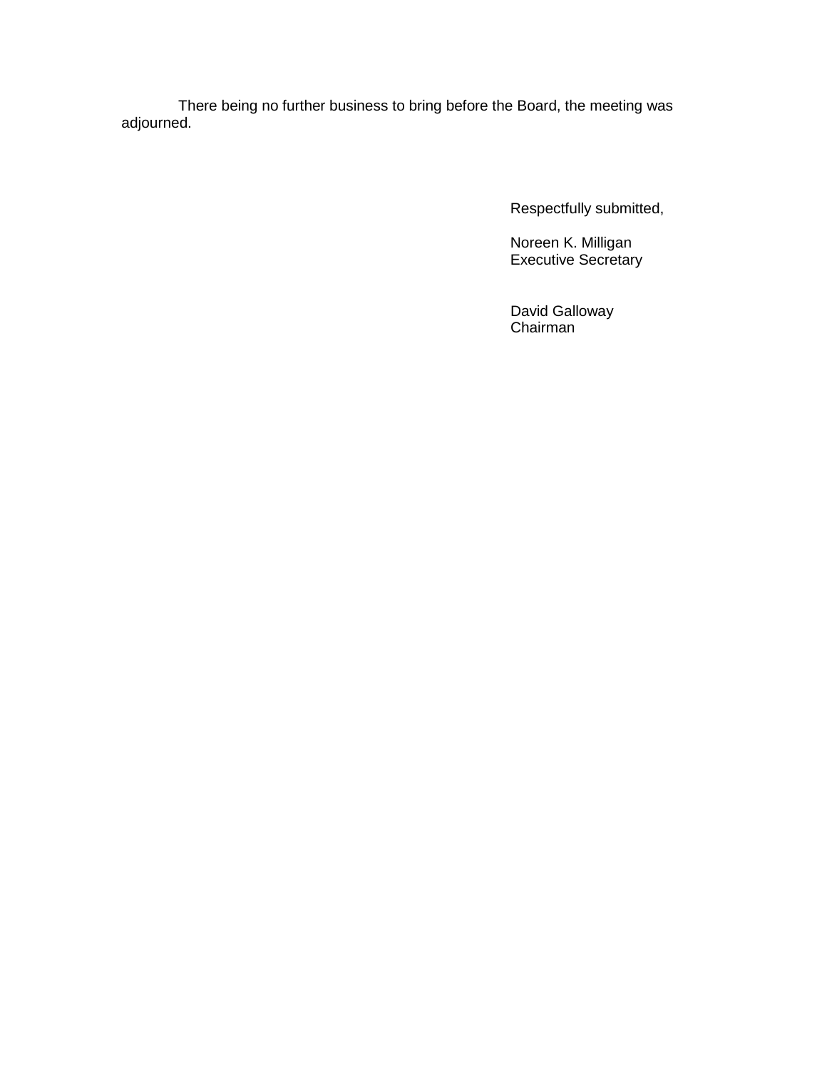There being no further business to bring before the Board, the meeting was adjourned.

Respectfully submitted,

Noreen K. Milligan
Executive Secretary

David Galloway
Chairman